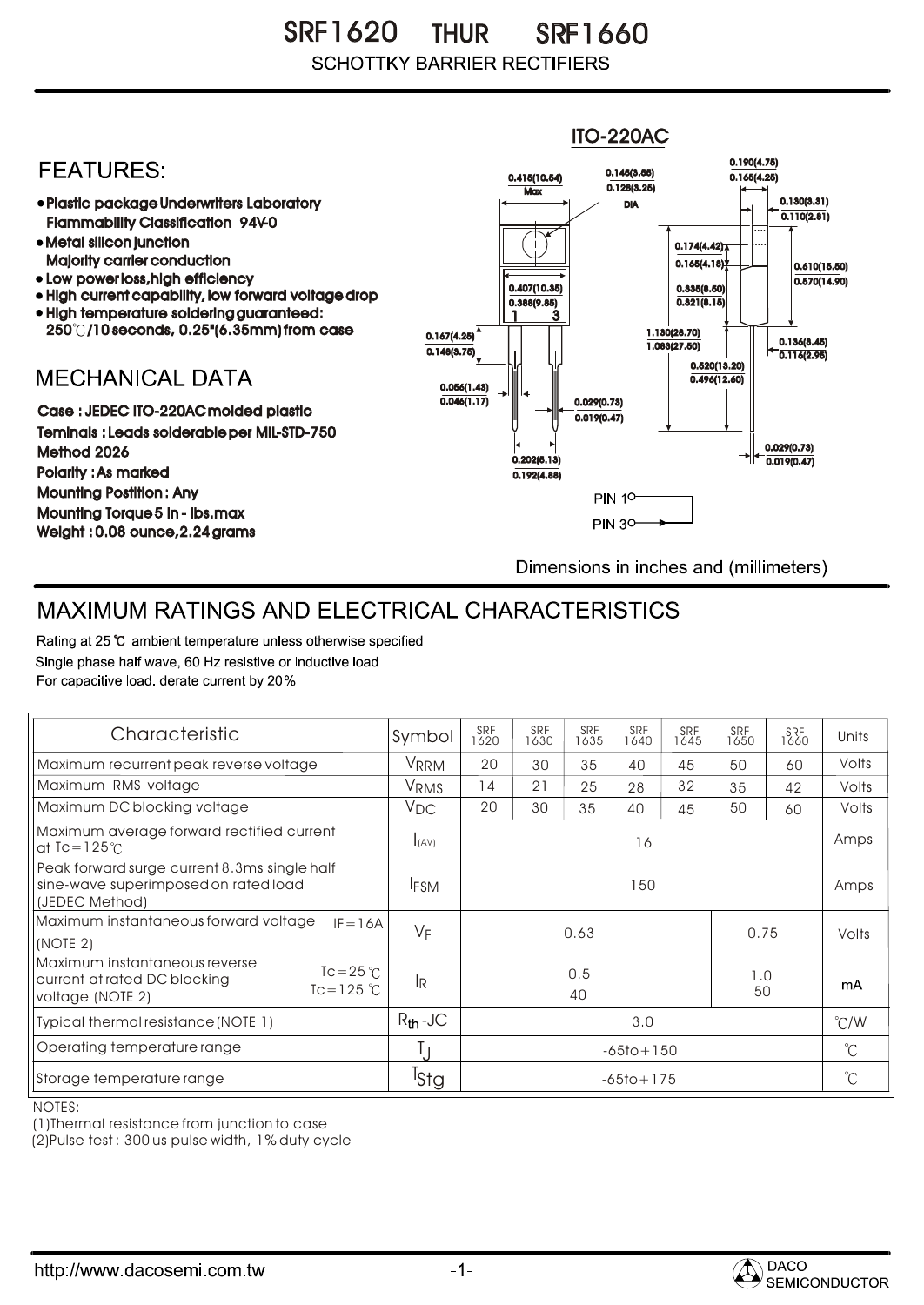# SRF1620 THUR SRF1660

## SCHOTTKY BARRIER RECTIFIERS

ITO-220AC

0.415(10.54) Max
0.145(3.55)
0.128(3.25)
DIA
0.190(4.75)
0.165(4.25)
0.130(3.31)
0.110(2.81)
0.174(4.42)
0.165(4.18)
0.610(15.50)
0.570(14.90)
0.407(10.35)
0.388(9.85)
0.335(8.50)
0.321(8.15)
1 3
0.167(4.25)
0.148(3.75)
1.130(28.70)
1.083(27.50)
0.136(3.45)
0.116(2.95)
0.520(13.20)
0.496(12.60)
0.056(1.43)
0.046(1.17)
0.029(0.73)
0.019(0.47)
0.202(5.13)
0.192(4.88)
0.029(0.73)
0.019(0.47)
PIN 1
PIN 3

Dimensions in inches and (millimeters)

## FEATURES:

- Plastic package Underwriters Laboratory Flammability Classification 94V-0
- Metal silicon junction Majority carrier conduction
- Low power loss, high efficiency
- High current capability, low forward voltage drop
- High temperature soldering guaranteed: 250℃/10 seconds, 0.25"(6.35mm) from case

## MECHANICAL DATA

Case : JEDEC ITO-220AC molded plastic
Teminals : Leads solderable per MIL-STD-750 Method 2026
Polarity : As marked
Mounting Postition : Any
Mounting Torque 5 in - lbs.max
Weight : 0.08 ounce, 2.24 grams

## MAXIMUM RATINGS AND ELECTRICAL CHARACTERISTICS

Rating at 25 ℃ ambient temperature unless otherwise specified.
Single phase half wave, 60 Hz resistive or inductive load.
For capacitive load. derate current by 20%.

| Characteristic | Symbol | SRF 1620 | SRF 1630 | SRF 1635 | SRF 1640 | SRF 1645 | SRF 1650 | SRF 1660 | Units |
|---|---|---|---|---|---|---|---|---|---|
| Maximum recurrent peak reverse voltage | $V_{RRM}$ | 20 | 30 | 35 | 40 | 45 | 50 | 60 | Volts |
| Maximum RMS voltage | $V_{RMS}$ | 14 | 21 | 25 | 28 | 32 | 35 | 42 | Volts |
| Maximum DC blocking voltage | $V_{DC}$ | 20 | 30 | 35 | 40 | 45 | 50 | 60 | Volts |
| Maximum average forward rectified current at Tc=125℃ | $I_{(AV)}$ | 16 | | | | | | | Amps |
| Peak forward surge current 8.3ms single half sine-wave superimposed on rated load (JEDEC Method) | $I_{FSM}$ | 150 | | | | | | | Amps |
| Maximum instantaneous forward voltage IF=16A (NOTE 2) | $V_F$ | 0.63 | | | | | 0.75 | | Volts |
| Maximum instantaneous reverse current at rated DC blocking voltage (NOTE 2) Tc=25℃ / Tc=125℃ | $I_R$ | 0.5 / 40 | | | | | 1.0 / 50 | | mA |
| Typical thermal resistance (NOTE 1) | $R_{th}$-JC | 3.0 | | | | | | | ℃/W |
| Operating temperature range | $T_J$ | -65to+150 | | | | | | | ℃ |
| Storage temperature range | $T_{Stg}$ | -65to+175 | | | | | | | ℃ |

NOTES:
(1)Thermal resistance from junction to case
(2)Pulse test : 300 us pulse width, 1% duty cycle

http://www.dacosemi.com.tw

DACO SEMICONDUCTOR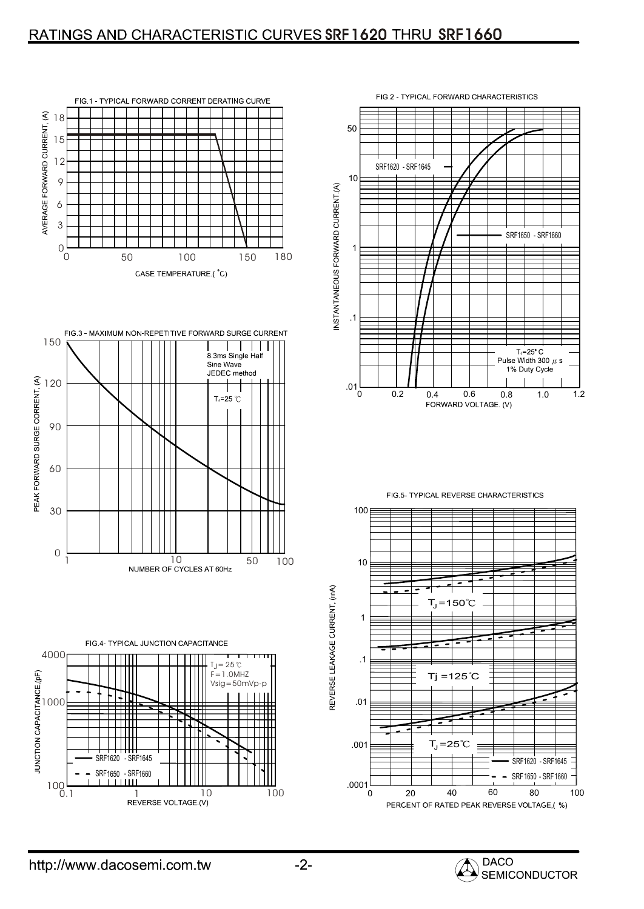# RATINGS AND CHARACTERISTIC CURVES SRF1620 THRU SRF1660

FIG.1 - TYPICAL FORWARD CORRENT DERATING CURVE

AVERAGE FORWARD CURRENT, (A)

18
15
12
9
6
3
0

0
50
100
150
180

CASE TEMPERATURE.( °C)

FIG.2 - TYPICAL FORWARD CHARACTERISTICS

INSTANTANEOUS FORWARD CURRENT,(A)

50
10
1
.1
.01

SRF1620 - SRF1645

SRF1650 - SRF1660

$T_J$=25° C
Pulse Width 300 $\mu$ s
1% Duty Cycle

0
0.2
0.4
0.6
0.8
1.0
1.2

FORWARD VOLTAGE. (V)

FIG.3 - MAXIMUM NON-REPETITIVE FORWARD SURGE CURRENT

PEAK FORWARD SURGE CORRENT, (A)

150
120
90
60
30
0

8.3ms Single Half
Sine Wave
JEDEC method

$T_J$=25 ℃

1
10
50
100

NUMBER OF CYCLES AT 60Hz

FIG.4- TYPICAL JUNCTION CAPACITANCE

JUNCTION CAPACITANCE,(pF)

4000
1000
100

$T_J$= 25 ℃
F=1.0MHZ
Vsig=50mVp-p

SRF1620 - SRF1645

SRF1650 - SRF1660

0.1
1
10
100

REVERSE VOLTAGE.(V)

FIG.5- TYPICAL REVERSE CHARACTERISTICS

REVERSE LEAKAGE CURRENT, (mA)

100
10
1
.1
.01
.001
.0001

$T_J$=150℃

Tj =125℃

$T_J$=25℃

SRF1620 - SRF1645

SRF1650 - SRF1660

0
20
40
60
80
100

PERCENT OF RATED PEAK REVERSE VOLTAGE,( %)

http://www.dacosemi.com.tw

DACO SEMICONDUCTOR